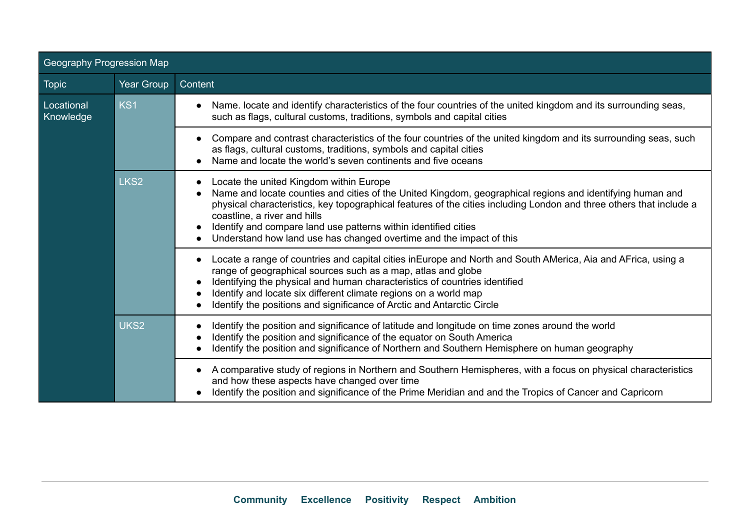| Geography Progression Map | | |
|---|---|---|
| Topic | Year Group | Content |
| Locational Knowledge | KS1 | <ul><li>Name. locate and identify characteristics of the four countries of the united kingdom and its surrounding seas, such as flags, cultural customs, traditions, symbols and capital cities</li></ul> |
| | | <ul><li>Compare and contrast characteristics of the four countries of the united kingdom and its surrounding seas, such as flags, cultural customs, traditions, symbols and capital cities</li><li>Name and locate the world's seven continents and five oceans</li></ul> |
| | LKS2 | <ul><li>Locate the united Kingdom within Europe</li><li>Name and locate counties and cities of the United Kingdom, geographical regions and identifying human and physical characteristics, key topographical features of the cities including London and three others that include a coastline, a river and hills</li><li>Identify and compare land use patterns within identified cities</li><li>Understand how land use has changed overtime and the impact of this</li></ul> |
| | | <ul><li>Locate a range of countries and capital cities inEurope and North and South AMerica, Aia and AFrica, using a range of geographical sources such as a map, atlas and globe</li><li>Identifying the physical and human characteristics of countries identified</li><li>Identify and locate six different climate regions on a world map</li><li>Identify the positions and significance of Arctic and Antarctic Circle</li></ul> |
| | UKS2 | <ul><li>Identify the position and significance of latitude and longitude on time zones around the world</li><li>Identify the position and significance of the equator on South America</li><li>Identify the position and significance of Northern and Southern Hemisphere on human geography</li></ul> |
| | | <ul><li>A comparative study of regions in Northern and Southern Hemispheres, with a focus on physical characteristics and how these aspects have changed over time</li><li>Identify the position and significance of the Prime Meridian and and the Tropics of Cancer and Capricorn</li></ul> |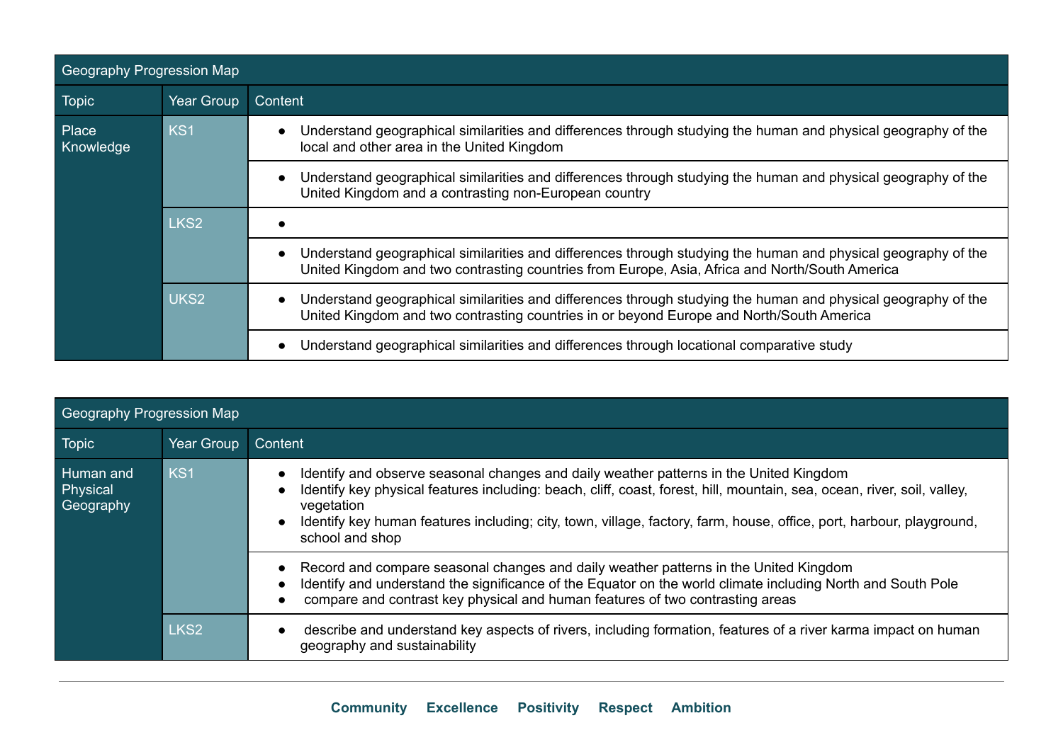| Geography Progression Map | | |
|---|---|---|
| Topic | Year Group | Content |
| Place Knowledge | KS1 | • Understand geographical similarities and differences through studying the human and physical geography of the local and other area in the United Kingdom |
| | | • Understand geographical similarities and differences through studying the human and physical geography of the United Kingdom and a contrasting non-European country |
| | LKS2 | • |
| | | • Understand geographical similarities and differences through studying the human and physical geography of the United Kingdom and two contrasting countries from Europe, Asia, Africa and North/South America |
| | UKS2 | • Understand geographical similarities and differences through studying the human and physical geography of the United Kingdom and two contrasting countries in or beyond Europe and North/South America |
| | | • Understand geographical similarities and differences through locational comparative study |

| Geography Progression Map | | |
|---|---|---|
| Topic | Year Group | Content |
| Human and Physical Geography | KS1 | • Identify and observe seasonal changes and daily weather patterns in the United Kingdom<br>• Identify key physical features including: beach, cliff, coast, forest, hill, mountain, sea, ocean, river, soil, valley, vegetation<br>• Identify key human features including; city, town, village, factory, farm, house, office, port, harbour, playground, school and shop |
| | | • Record and compare seasonal changes and daily weather patterns in the United Kingdom<br>• Identify and understand the significance of the Equator on the world climate including North and South Pole<br>• compare and contrast key physical and human features of two contrasting areas |
| | LKS2 | • describe and understand key aspects of rivers, including formation, features of a river karma impact on human geography and sustainability |

**Community** **Excellence** **Positivity** **Respect** **Ambition**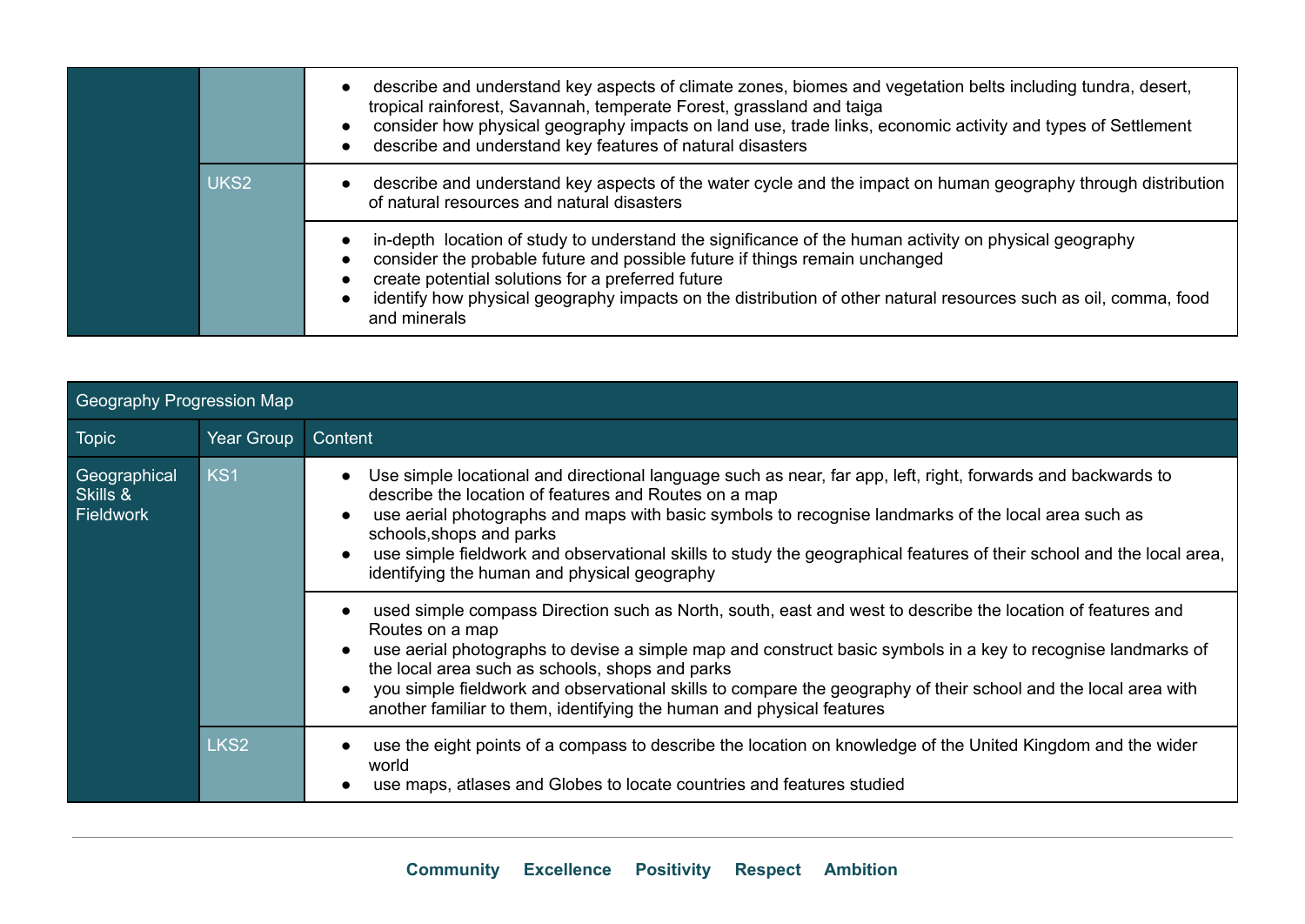| | | |
|---|---|---|
| | | <ul><li>describe and understand key aspects of climate zones, biomes and vegetation belts including tundra, desert, tropical rainforest, Savannah, temperate Forest, grassland and taiga</li><li>consider how physical geography impacts on land use, trade links, economic activity and types of Settlement</li><li>describe and understand key features of natural disasters</li></ul> |
| | UKS2 | <ul><li>describe and understand key aspects of the water cycle and the impact on human geography through distribution of natural resources and natural disasters</li></ul> |
| | | <ul><li>in-depth location of study to understand the significance of the human activity on physical geography</li><li>consider the probable future and possible future if things remain unchanged</li><li>create potential solutions for a preferred future</li><li>identify how physical geography impacts on the distribution of other natural resources such as oil, comma, food and minerals</li></ul> |

| Geography Progression Map | | |
|---|---|---|
| **Topic** | **Year Group** | **Content** |
| Geographical Skills & Fieldwork | KS1 | <ul><li>Use simple locational and directional language such as near, far app, left, right, forwards and backwards to describe the location of features and Routes on a map</li><li>use aerial photographs and maps with basic symbols to recognise landmarks of the local area such as schools,shops and parks</li><li>use simple fieldwork and observational skills to study the geographical features of their school and the local area, identifying the human and physical geography</li></ul> |
| | | <ul><li>used simple compass Direction such as North, south, east and west to describe the location of features and Routes on a map</li><li>use aerial photographs to devise a simple map and construct basic symbols in a key to recognise landmarks of the local area such as schools, shops and parks</li><li>you simple fieldwork and observational skills to compare the geography of their school and the local area with another familiar to them, identifying the human and physical features</li></ul> |
| | LKS2 | <ul><li>use the eight points of a compass to describe the location on knowledge of the United Kingdom and the wider world</li><li>use maps, atlases and Globes to locate countries and features studied</li></ul> |

**Community** **Excellence** **Positivity** **Respect** **Ambition**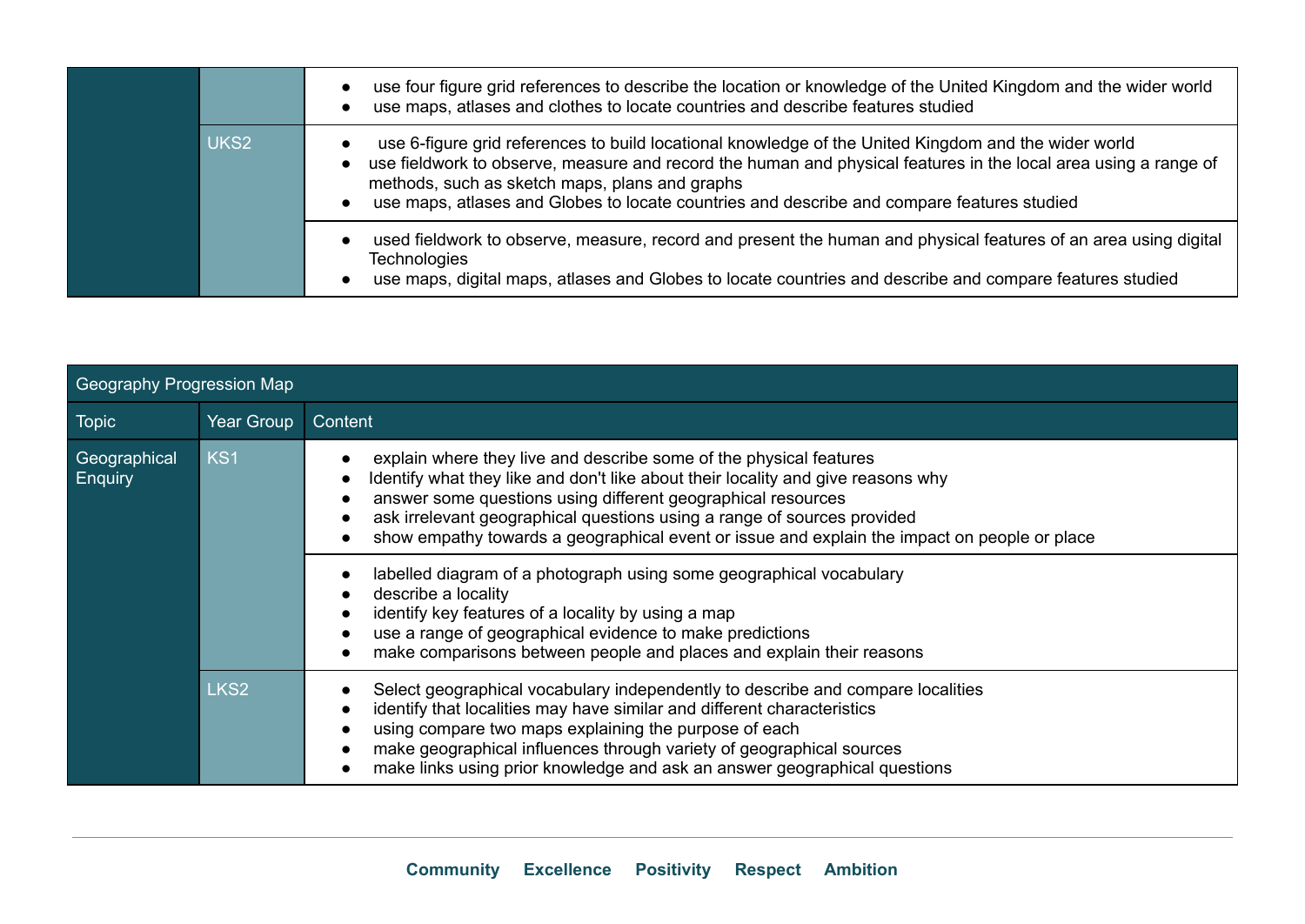| | | |
|---|---|---|
| | | • use four figure grid references to describe the location or knowledge of the United Kingdom and the wider world<br>• use maps, atlases and clothes to locate countries and describe features studied |
| | UKS2 | • use 6-figure grid references to build locational knowledge of the United Kingdom and the wider world<br>• use fieldwork to observe, measure and record the human and physical features in the local area using a range of methods, such as sketch maps, plans and graphs<br>• use maps, atlases and Globes to locate countries and describe and compare features studied |
| | | • used fieldwork to observe, measure, record and present the human and physical features of an area using digital Technologies<br>• use maps, digital maps, atlases and Globes to locate countries and describe and compare features studied |

| Geography Progression Map | | |
|---|---|---|
| Topic | Year Group | Content |
| Geographical Enquiry | KS1 | • explain where they live and describe some of the physical features<br>• Identify what they like and don't like about their locality and give reasons why<br>• answer some questions using different geographical resources<br>• ask irrelevant geographical questions using a range of sources provided<br>• show empathy towards a geographical event or issue and explain the impact on people or place |
| | | • labelled diagram of a photograph using some geographical vocabulary<br>• describe a locality<br>• identify key features of a locality by using a map<br>• use a range of geographical evidence to make predictions<br>• make comparisons between people and places and explain their reasons |
| | LKS2 | • Select geographical vocabulary independently to describe and compare localities<br>• identify that localities may have similar and different characteristics<br>• using compare two maps explaining the purpose of each<br>• make geographical influences through variety of geographical sources<br>• make links using prior knowledge and ask an answer geographical questions |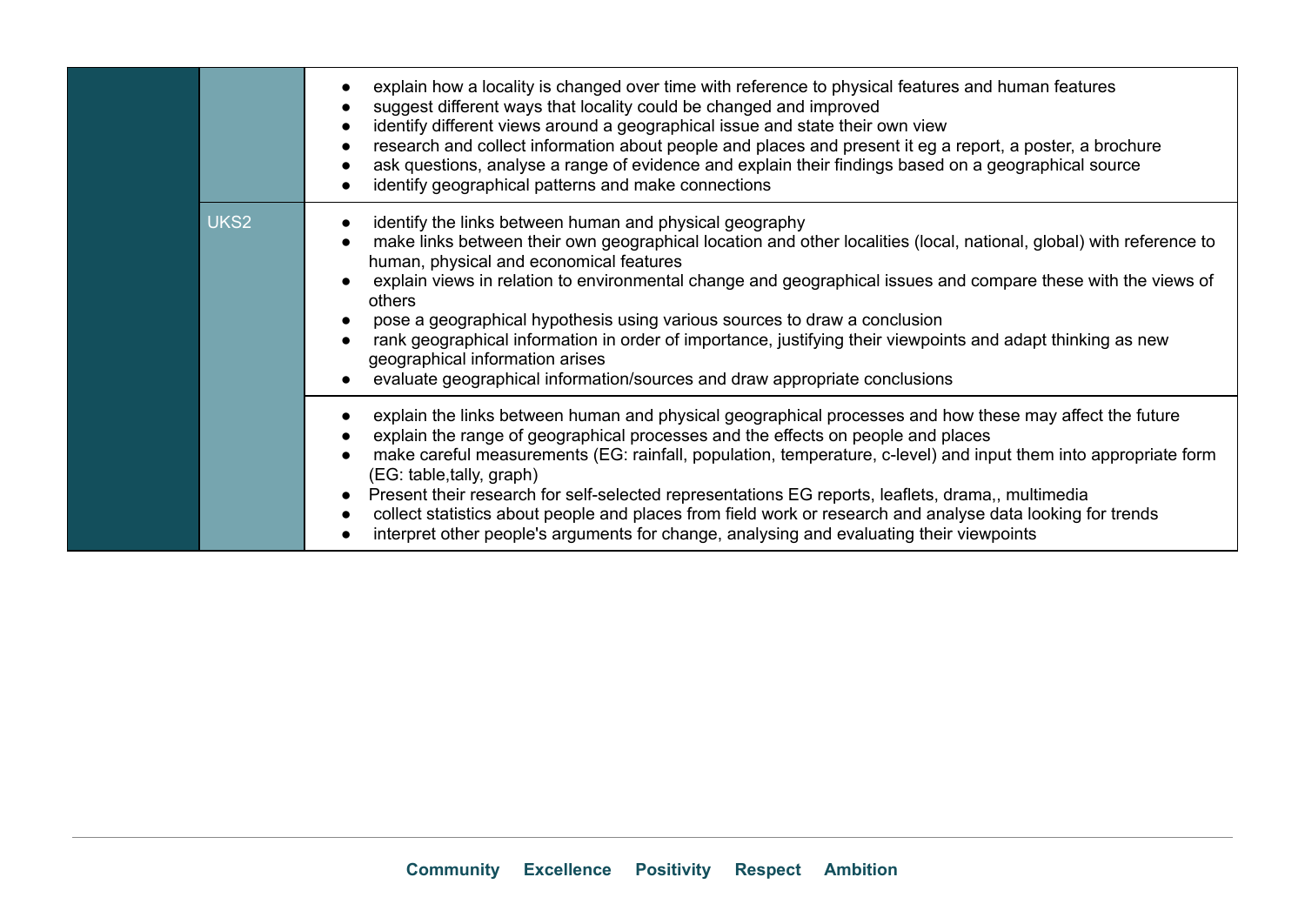| | | |
|---|---|---|
| | | • explain how a locality is changed over time with reference to physical features and human features<br>• suggest different ways that locality could be changed and improved<br>• identify different views around a geographical issue and state their own view<br>• research and collect information about people and places and present it eg a report, a poster, a brochure<br>• ask questions, analyse a range of evidence and explain their findings based on a geographical source<br>• identify geographical patterns and make connections |
| | UKS2 | • identify the links between human and physical geography<br>• make links between their own geographical location and other localities (local, national, global) with reference to human, physical and economical features<br>• explain views in relation to environmental change and geographical issues and compare these with the views of others<br>• pose a geographical hypothesis using various sources to draw a conclusion<br>• rank geographical information in order of importance, justifying their viewpoints and adapt thinking as new geographical information arises<br>• evaluate geographical information/sources and draw appropriate conclusions |
| | | • explain the links between human and physical geographical processes and how these may affect the future<br>• explain the range of geographical processes and the effects on people and places<br>• make careful measurements (EG: rainfall, population, temperature, c-level) and input them into appropriate form (EG: table,tally, graph)<br>• Present their research for self-selected representations EG reports, leaflets, drama,, multimedia<br>• collect statistics about people and places from field work or research and analyse data looking for trends<br>• interpret other people's arguments for change, analysing and evaluating their viewpoints |

**Community** **Excellence** **Positivity** **Respect** **Ambition**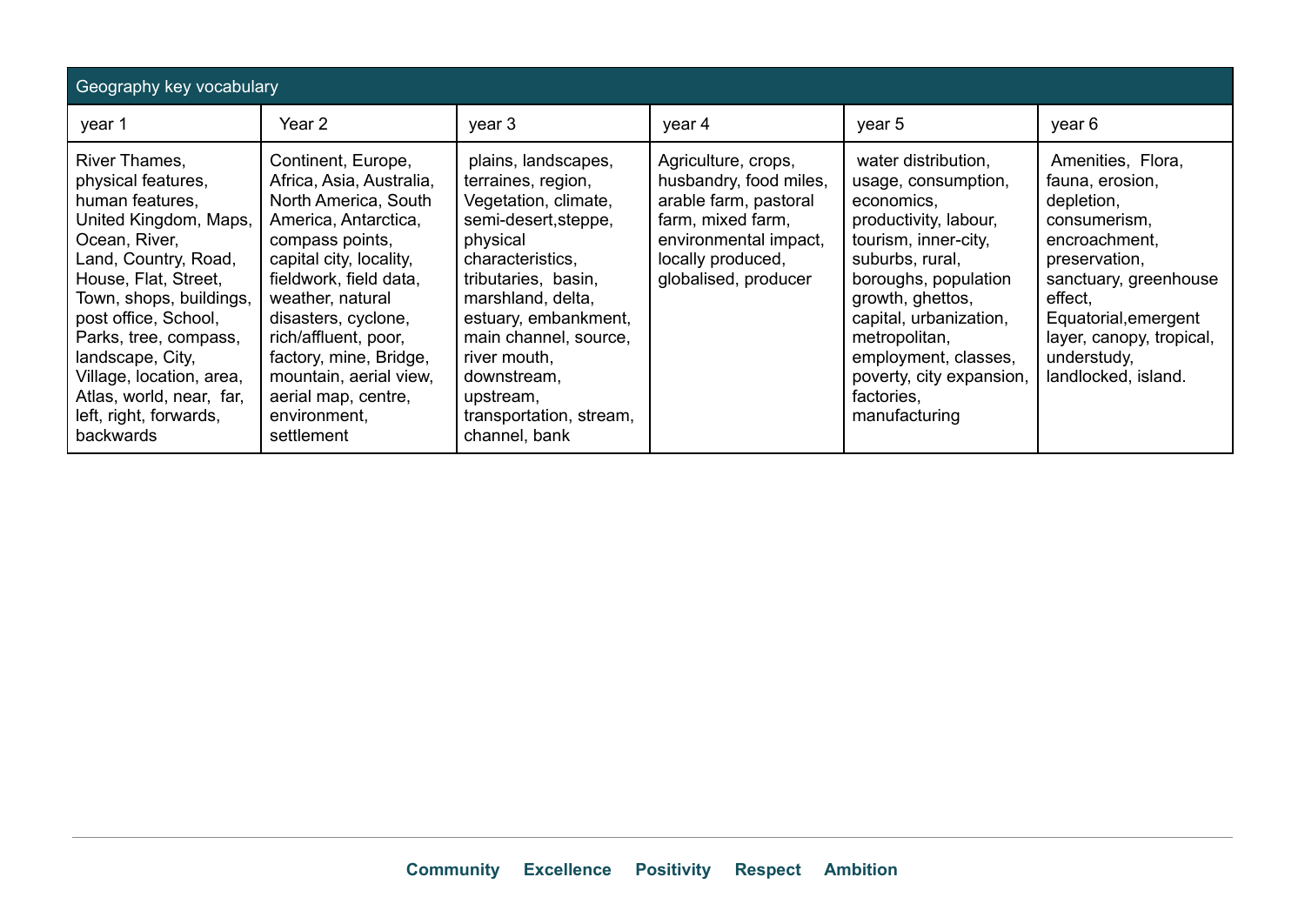| Geography key vocabulary | | | | | |
|---|---|---|---|---|---|
| year 1 | Year 2 | year 3 | year 4 | year 5 | year 6 |
| River Thames, physical features, human features, United Kingdom, Maps, Ocean, River, Land, Country, Road, House, Flat, Street, Town, shops, buildings, post office, School, Parks, tree, compass, landscape, City, Village, location, area, Atlas, world, near, far, left, right, forwards, backwards | Continent, Europe, Africa, Asia, Australia, North America, South America, Antarctica, compass points, capital city, locality, fieldwork, field data, weather, natural disasters, cyclone, rich/affluent, poor, factory, mine, Bridge, mountain, aerial view, aerial map, centre, environment, settlement | plains, landscapes, terraines, region, Vegetation, climate, semi-desert,steppe, physical characteristics, tributaries, basin, marshland, delta, estuary, embankment, main channel, source, river mouth, downstream, upstream, transportation, stream, channel, bank | Agriculture, crops, husbandry, food miles, arable farm, pastoral farm, mixed farm, environmental impact, locally produced, globalised, producer | water distribution, usage, consumption, economics, productivity, labour, tourism, inner-city, suburbs, rural, boroughs, population growth, ghettos, capital, urbanization, metropolitan, employment, classes, poverty, city expansion, factories, manufacturing | Amenities, Flora, fauna, erosion, depletion, consumerism, encroachment, preservation, sanctuary, greenhouse effect, Equatorial,emergent layer, canopy, tropical, understudy, landlocked, island. |

**Community Excellence Positivity Respect Ambition**